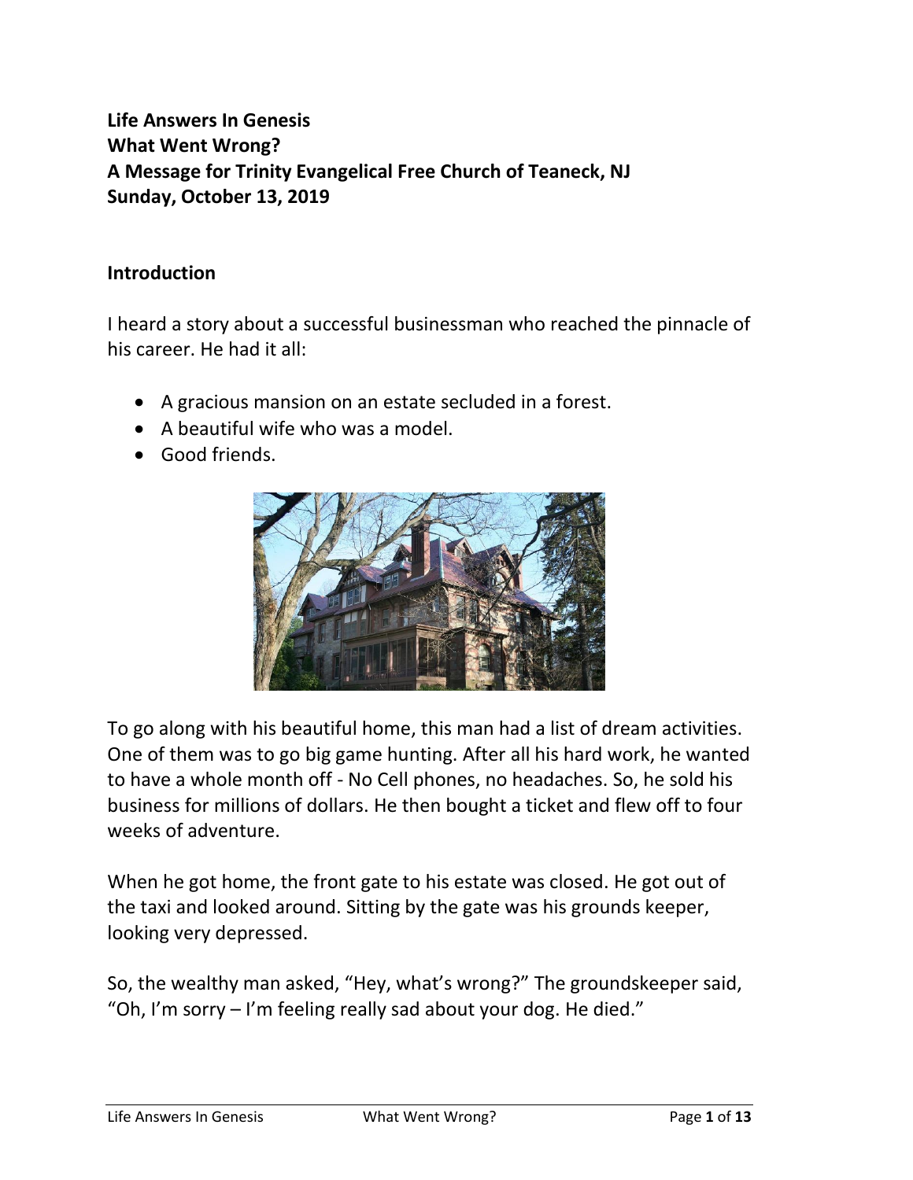**Life Answers In Genesis**
**What Went Wrong?**
**A Message for Trinity Evangelical Free Church of Teaneck, NJ**
**Sunday, October 13, 2019**

## Introduction

I heard a story about a successful businessman who reached the pinnacle of his career. He had it all:

- A gracious mansion on an estate secluded in a forest.
- A beautiful wife who was a model.
- Good friends.

To go along with his beautiful home, this man had a list of dream activities. One of them was to go big game hunting. After all his hard work, he wanted to have a whole month off - No Cell phones, no headaches. So, he sold his business for millions of dollars. He then bought a ticket and flew off to four weeks of adventure.

When he got home, the front gate to his estate was closed. He got out of the taxi and looked around. Sitting by the gate was his grounds keeper, looking very depressed.

So, the wealthy man asked, "Hey, what's wrong?" The groundskeeper said, "Oh, I'm sorry – I'm feeling really sad about your dog. He died."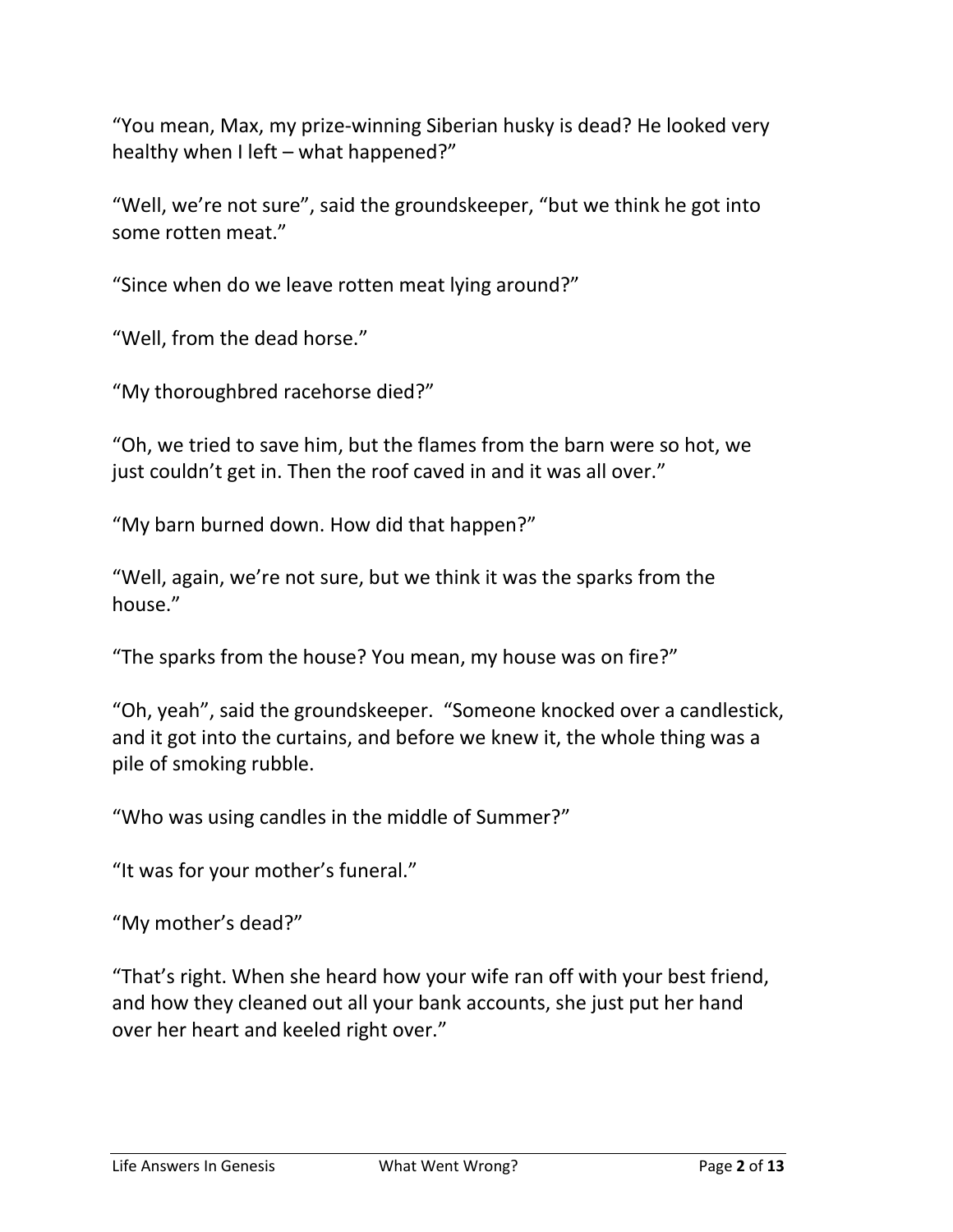“You mean, Max, my prize-winning Siberian husky is dead? He looked very healthy when I left – what happened?”

“Well, we’re not sure”, said the groundskeeper, “but we think he got into some rotten meat.”

“Since when do we leave rotten meat lying around?”

“Well, from the dead horse.”

“My thoroughbred racehorse died?”

“Oh, we tried to save him, but the flames from the barn were so hot, we just couldn’t get in. Then the roof caved in and it was all over.”

“My barn burned down. How did that happen?”

“Well, again, we’re not sure, but we think it was the sparks from the house.”

“The sparks from the house? You mean, my house was on fire?”

“Oh, yeah”, said the groundskeeper. “Someone knocked over a candlestick, and it got into the curtains, and before we knew it, the whole thing was a pile of smoking rubble.

“Who was using candles in the middle of Summer?”

“It was for your mother’s funeral.”

“My mother’s dead?”

“That’s right. When she heard how your wife ran off with your best friend, and how they cleaned out all your bank accounts, she just put her hand over her heart and keeled right over.”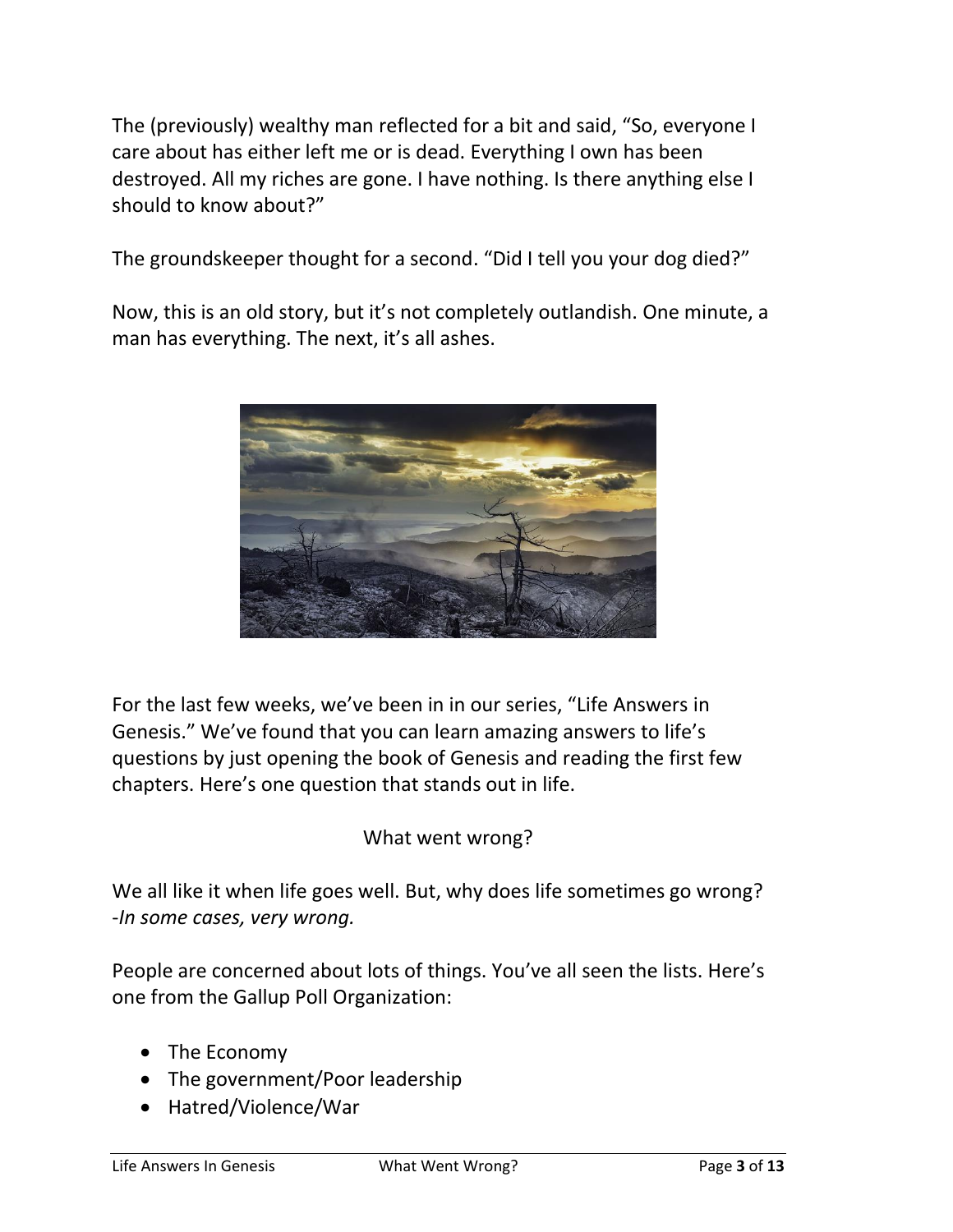The (previously) wealthy man reflected for a bit and said, "So, everyone I care about has either left me or is dead. Everything I own has been destroyed. All my riches are gone. I have nothing. Is there anything else I should to know about?"

The groundskeeper thought for a second. "Did I tell you your dog died?"

Now, this is an old story, but it's not completely outlandish. One minute, a man has everything. The next, it's all ashes.

For the last few weeks, we've been in in our series, "Life Answers in Genesis." We've found that you can learn amazing answers to life's questions by just opening the book of Genesis and reading the first few chapters. Here's one question that stands out in life.

What went wrong?

We all like it when life goes well. But, why does life sometimes go wrong? -*In some cases, very wrong.*

People are concerned about lots of things. You've all seen the lists. Here's one from the Gallup Poll Organization:

- The Economy
- The government/Poor leadership
- Hatred/Violence/War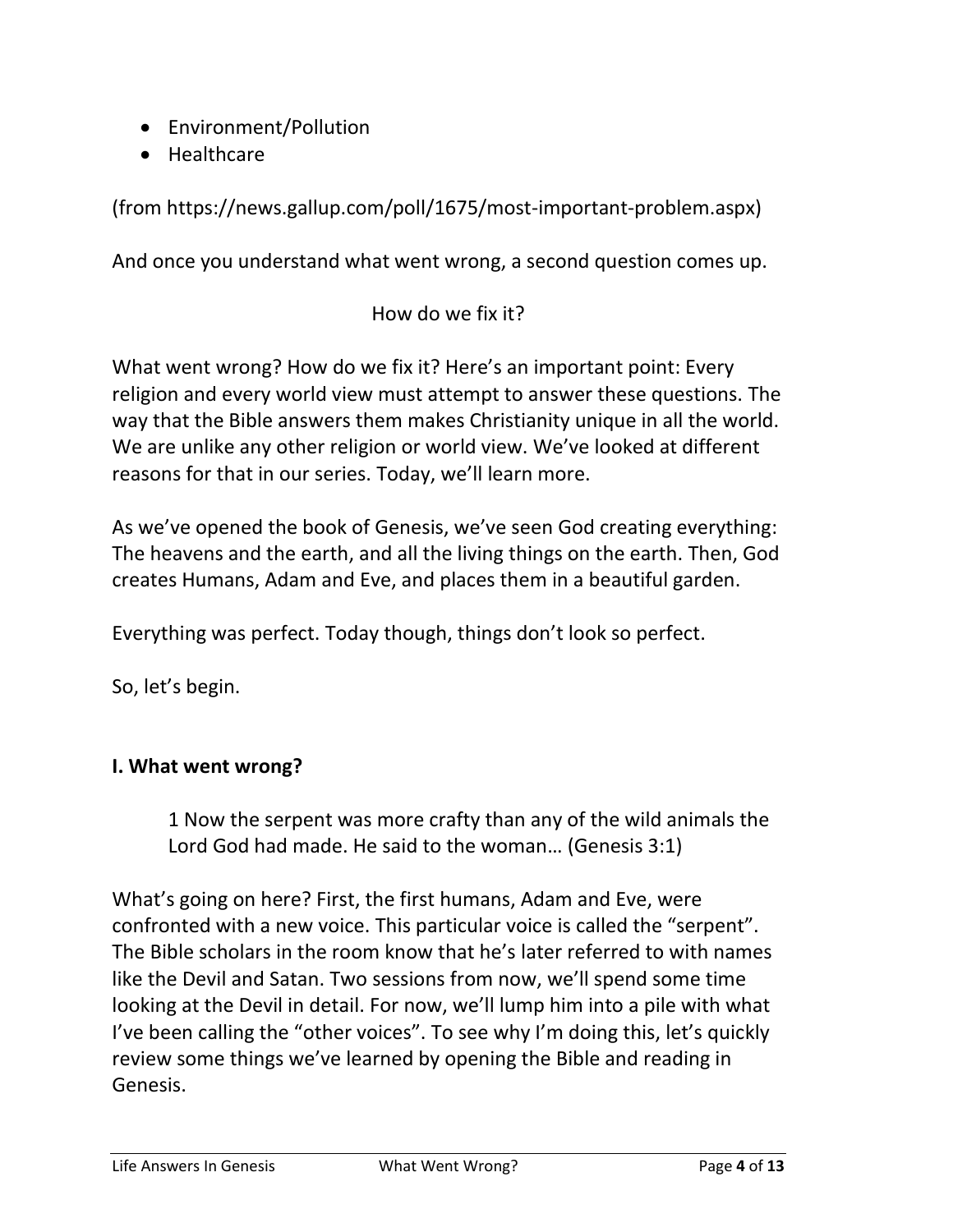- Environment/Pollution
- Healthcare

(from https://news.gallup.com/poll/1675/most-important-problem.aspx)

And once you understand what went wrong, a second question comes up.

How do we fix it?

What went wrong? How do we fix it? Here's an important point: Every religion and every world view must attempt to answer these questions. The way that the Bible answers them makes Christianity unique in all the world. We are unlike any other religion or world view. We've looked at different reasons for that in our series. Today, we'll learn more.

As we've opened the book of Genesis, we've seen God creating everything: The heavens and the earth, and all the living things on the earth. Then, God creates Humans, Adam and Eve, and places them in a beautiful garden.

Everything was perfect. Today though, things don't look so perfect.

So, let's begin.

## I. What went wrong?

> 1 Now the serpent was more crafty than any of the wild animals the Lord God had made. He said to the woman… (Genesis 3:1)

What's going on here? First, the first humans, Adam and Eve, were confronted with a new voice. This particular voice is called the "serpent". The Bible scholars in the room know that he's later referred to with names like the Devil and Satan. Two sessions from now, we'll spend some time looking at the Devil in detail. For now, we'll lump him into a pile with what I've been calling the "other voices". To see why I'm doing this, let's quickly review some things we've learned by opening the Bible and reading in Genesis.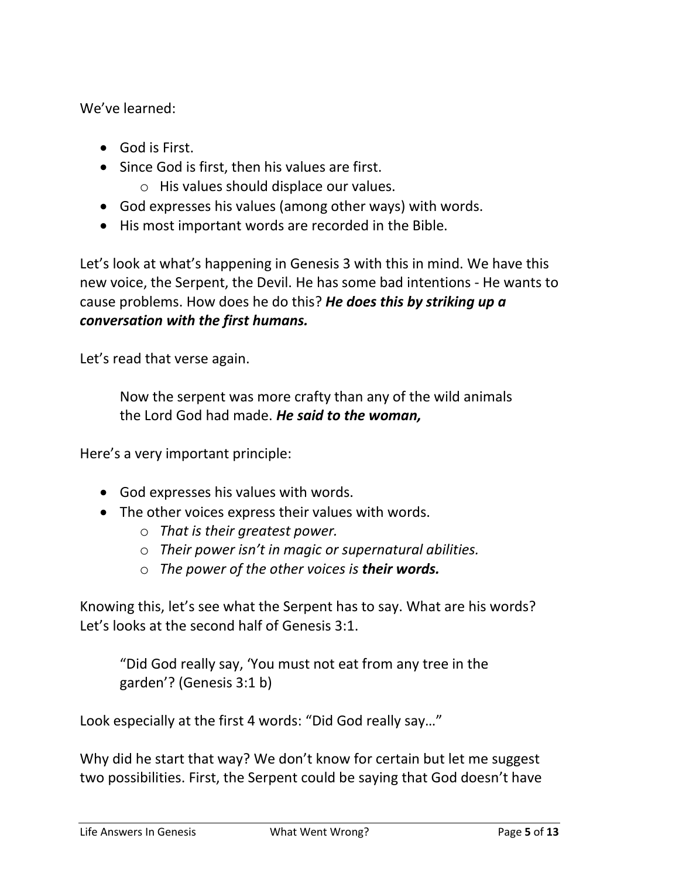We've learned:

- God is First.
- Since God is first, then his values are first.
    - His values should displace our values.
- God expresses his values (among other ways) with words.
- His most important words are recorded in the Bible.

Let's look at what's happening in Genesis 3 with this in mind. We have this new voice, the Serpent, the Devil. He has some bad intentions - He wants to cause problems. How does he do this? ***He does this by striking up a conversation with the first humans.***

Let's read that verse again.

> Now the serpent was more crafty than any of the wild animals the Lord God had made. ***He said to the woman,***

Here's a very important principle:

- God expresses his values with words.
- The other voices express their values with words.
    - *That is their greatest power.*
    - *Their power isn't in magic or supernatural abilities.*
    - *The power of the other voices is* ***their words.***

Knowing this, let's see what the Serpent has to say. What are his words? Let's looks at the second half of Genesis 3:1.

> "Did God really say, 'You must not eat from any tree in the garden'? (Genesis 3:1 b)

Look especially at the first 4 words: "Did God really say…"

Why did he start that way? We don't know for certain but let me suggest two possibilities. First, the Serpent could be saying that God doesn't have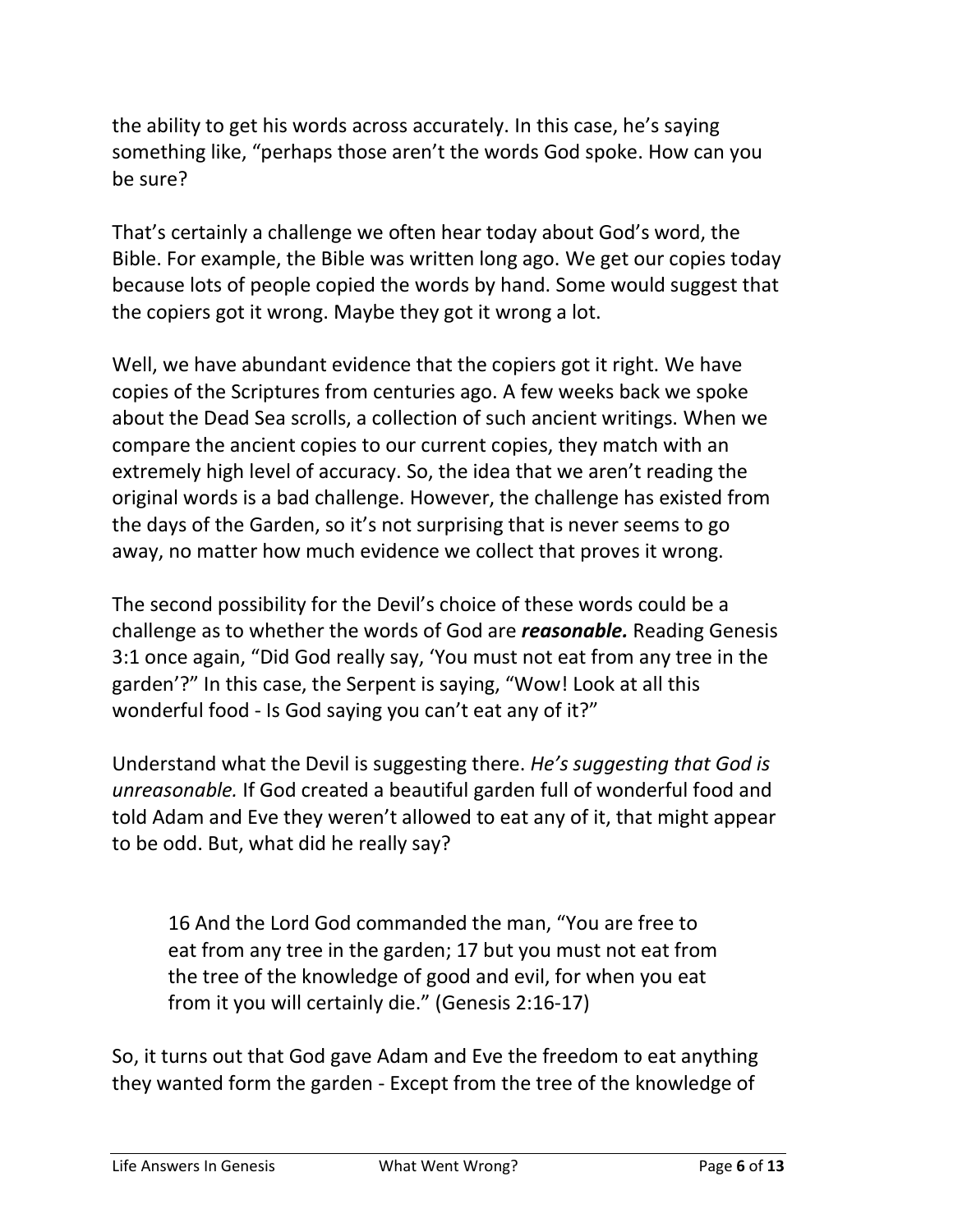the ability to get his words across accurately. In this case, he's saying something like, "perhaps those aren't the words God spoke. How can you be sure?

That's certainly a challenge we often hear today about God's word, the Bible. For example, the Bible was written long ago. We get our copies today because lots of people copied the words by hand. Some would suggest that the copiers got it wrong. Maybe they got it wrong a lot.

Well, we have abundant evidence that the copiers got it right. We have copies of the Scriptures from centuries ago. A few weeks back we spoke about the Dead Sea scrolls, a collection of such ancient writings. When we compare the ancient copies to our current copies, they match with an extremely high level of accuracy. So, the idea that we aren't reading the original words is a bad challenge. However, the challenge has existed from the days of the Garden, so it's not surprising that is never seems to go away, no matter how much evidence we collect that proves it wrong.

The second possibility for the Devil's choice of these words could be a challenge as to whether the words of God are ***reasonable.*** Reading Genesis 3:1 once again, "Did God really say, 'You must not eat from any tree in the garden'?" In this case, the Serpent is saying, "Wow! Look at all this wonderful food - Is God saying you can't eat any of it?"

Understand what the Devil is suggesting there. *He's suggesting that God is unreasonable.* If God created a beautiful garden full of wonderful food and told Adam and Eve they weren't allowed to eat any of it, that might appear to be odd. But, what did he really say?

> 16 And the Lord God commanded the man, "You are free to eat from any tree in the garden; 17 but you must not eat from the tree of the knowledge of good and evil, for when you eat from it you will certainly die." (Genesis 2:16-17)

So, it turns out that God gave Adam and Eve the freedom to eat anything they wanted form the garden - Except from the tree of the knowledge of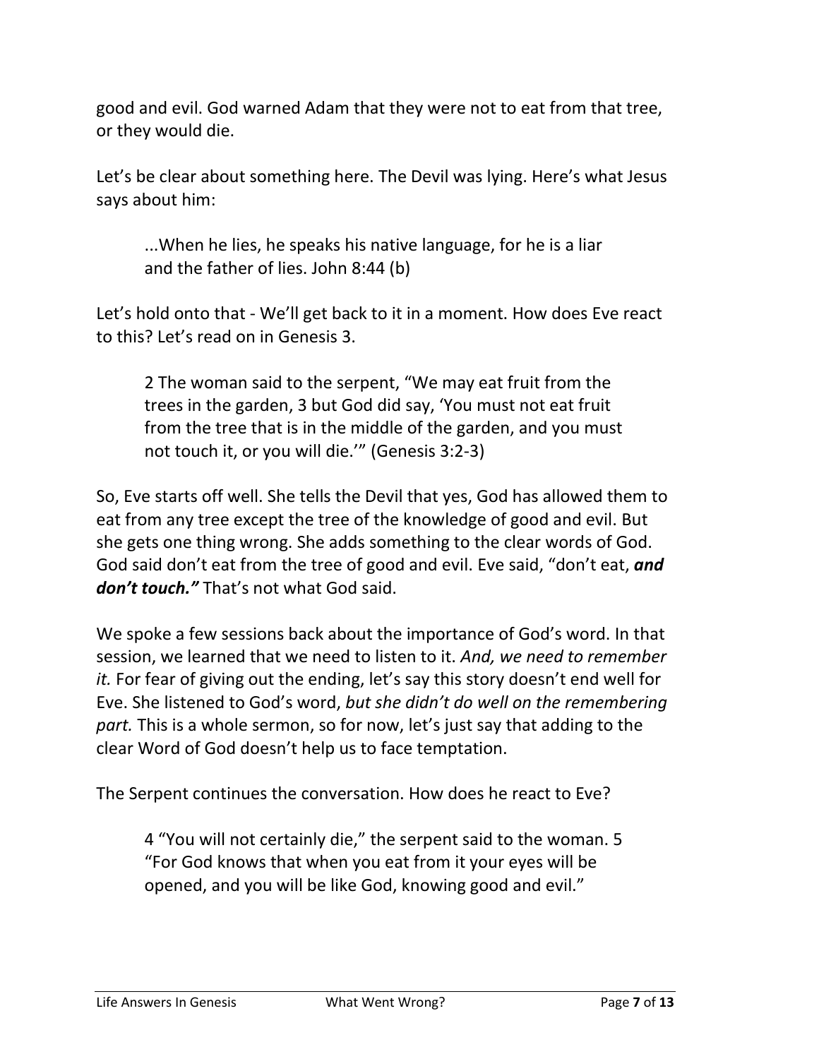good and evil. God warned Adam that they were not to eat from that tree, or they would die.

Let's be clear about something here. The Devil was lying. Here's what Jesus says about him:

> ...When he lies, he speaks his native language, for he is a liar and the father of lies. John 8:44 (b)

Let's hold onto that - We'll get back to it in a moment. How does Eve react to this? Let's read on in Genesis 3.

> 2 The woman said to the serpent, "We may eat fruit from the trees in the garden, 3 but God did say, 'You must not eat fruit from the tree that is in the middle of the garden, and you must not touch it, or you will die.'" (Genesis 3:2-3)

So, Eve starts off well. She tells the Devil that yes, God has allowed them to eat from any tree except the tree of the knowledge of good and evil. But she gets one thing wrong. She adds something to the clear words of God. God said don't eat from the tree of good and evil. Eve said, "don't eat, ***and don't touch."*** That's not what God said.

We spoke a few sessions back about the importance of God's word. In that session, we learned that we need to listen to it. *And, we need to remember it.* For fear of giving out the ending, let's say this story doesn't end well for Eve. She listened to God's word, *but she didn't do well on the remembering part.* This is a whole sermon, so for now, let's just say that adding to the clear Word of God doesn't help us to face temptation.

The Serpent continues the conversation. How does he react to Eve?

> 4 "You will not certainly die," the serpent said to the woman. 5 "For God knows that when you eat from it your eyes will be opened, and you will be like God, knowing good and evil."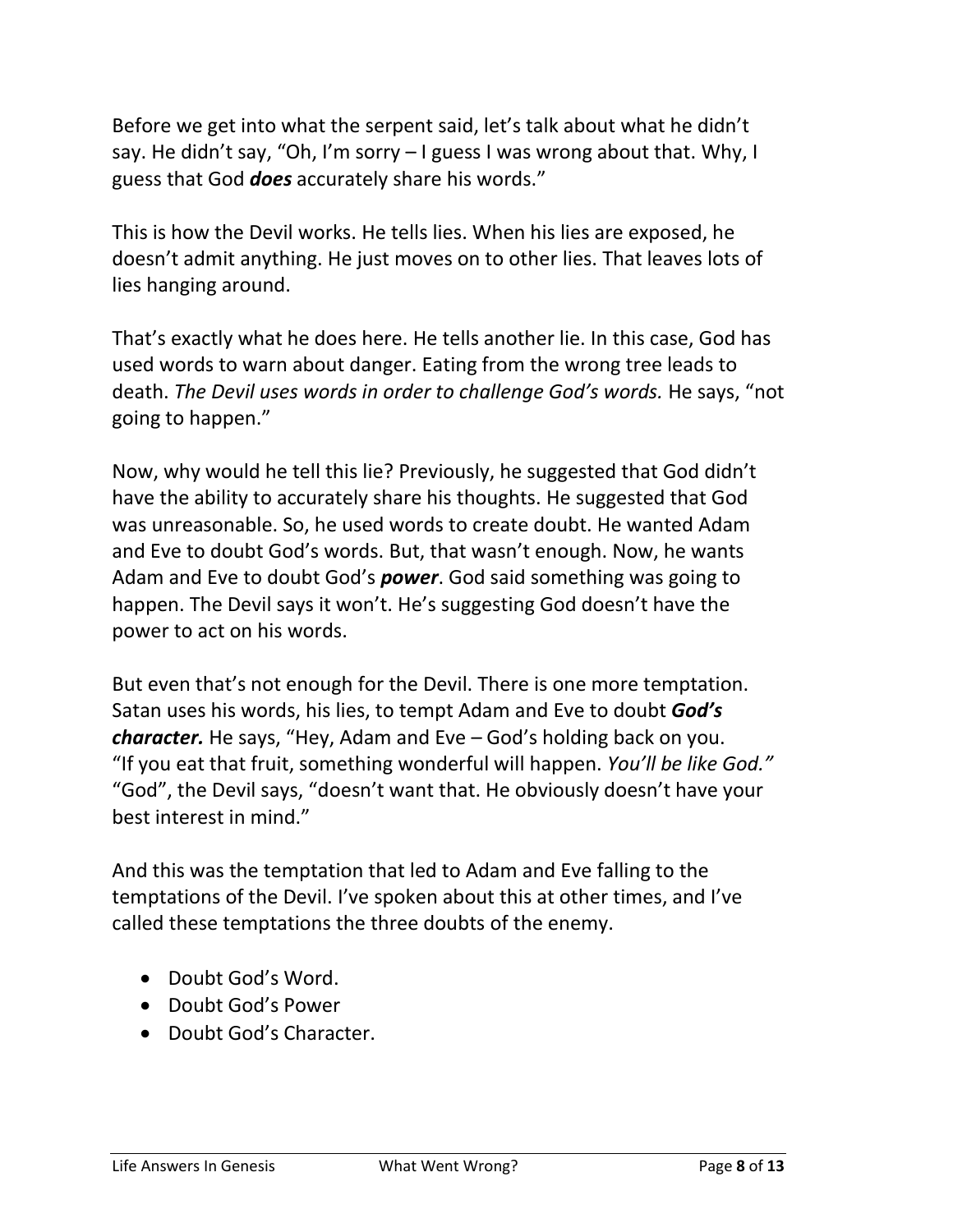Before we get into what the serpent said, let's talk about what he didn't say. He didn't say, "Oh, I'm sorry – I guess I was wrong about that. Why, I guess that God ***does*** accurately share his words."

This is how the Devil works. He tells lies. When his lies are exposed, he doesn't admit anything. He just moves on to other lies. That leaves lots of lies hanging around.

That's exactly what he does here. He tells another lie. In this case, God has used words to warn about danger. Eating from the wrong tree leads to death. *The Devil uses words in order to challenge God's words.* He says, "not going to happen."

Now, why would he tell this lie? Previously, he suggested that God didn't have the ability to accurately share his thoughts. He suggested that God was unreasonable. So, he used words to create doubt. He wanted Adam and Eve to doubt God's words. But, that wasn't enough. Now, he wants Adam and Eve to doubt God's ***power***. God said something was going to happen. The Devil says it won't. He's suggesting God doesn't have the power to act on his words.

But even that's not enough for the Devil. There is one more temptation. Satan uses his words, his lies, to tempt Adam and Eve to doubt ***God's character.*** He says, "Hey, Adam and Eve – God's holding back on you. "If you eat that fruit, something wonderful will happen. *You'll be like God."* "God", the Devil says, "doesn't want that. He obviously doesn't have your best interest in mind."

And this was the temptation that led to Adam and Eve falling to the temptations of the Devil. I've spoken about this at other times, and I've called these temptations the three doubts of the enemy.

- Doubt God's Word.
- Doubt God's Power
- Doubt God's Character.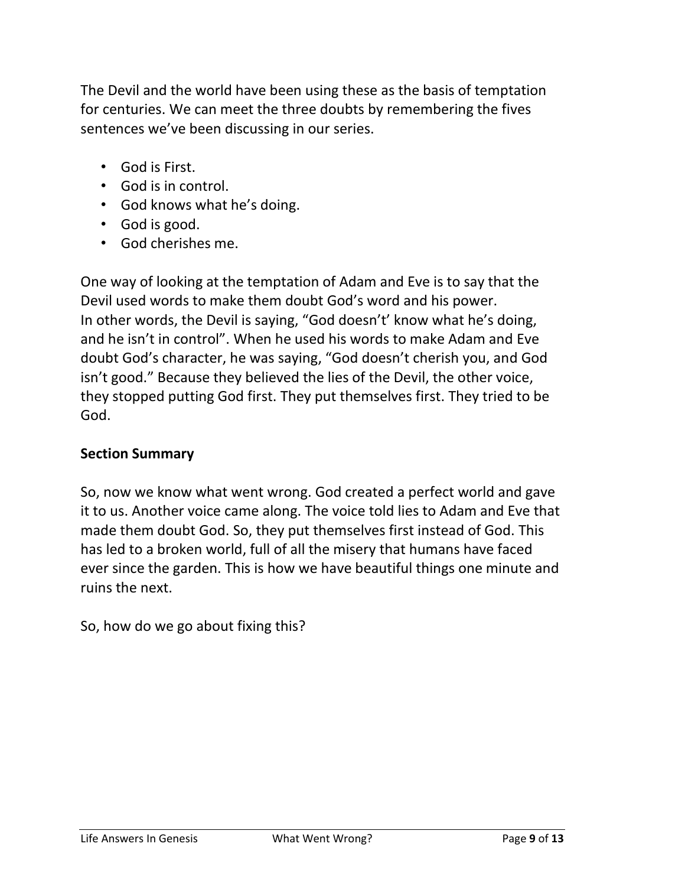The Devil and the world have been using these as the basis of temptation for centuries. We can meet the three doubts by remembering the fives sentences we've been discussing in our series.

- God is First.
- God is in control.
- God knows what he's doing.
- God is good.
- God cherishes me.

One way of looking at the temptation of Adam and Eve is to say that the Devil used words to make them doubt God's word and his power. In other words, the Devil is saying, "God doesn't' know what he's doing, and he isn't in control". When he used his words to make Adam and Eve doubt God's character, he was saying, "God doesn't cherish you, and God isn't good." Because they believed the lies of the Devil, the other voice, they stopped putting God first. They put themselves first. They tried to be God.

**Section Summary**

So, now we know what went wrong. God created a perfect world and gave it to us. Another voice came along. The voice told lies to Adam and Eve that made them doubt God. So, they put themselves first instead of God. This has led to a broken world, full of all the misery that humans have faced ever since the garden. This is how we have beautiful things one minute and ruins the next.

So, how do we go about fixing this?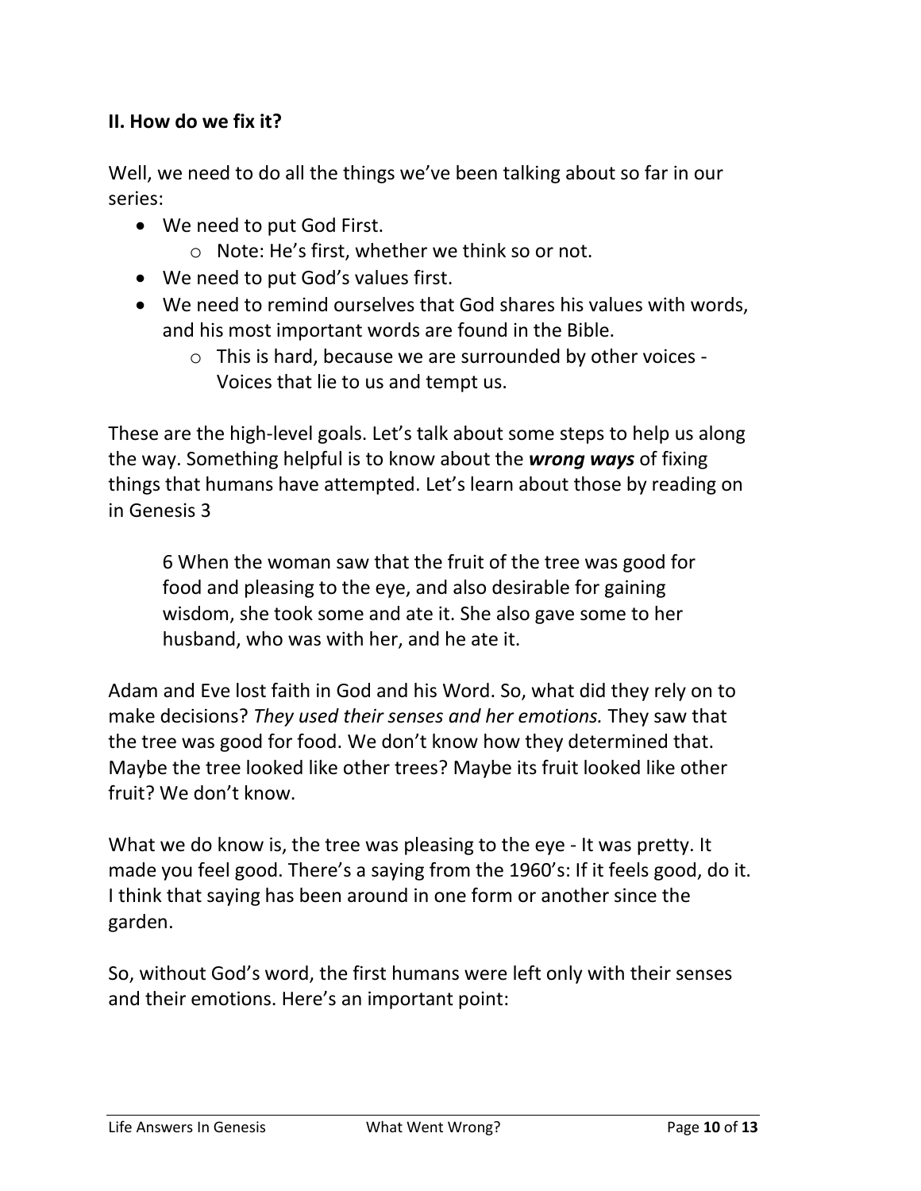**II. How do we fix it?**

Well, we need to do all the things we've been talking about so far in our series:

- We need to put God First.
  - Note: He's first, whether we think so or not.
- We need to put God's values first.
- We need to remind ourselves that God shares his values with words, and his most important words are found in the Bible.
  - This is hard, because we are surrounded by other voices - Voices that lie to us and tempt us.

These are the high-level goals. Let's talk about some steps to help us along the way. Something helpful is to know about the ***wrong ways*** of fixing things that humans have attempted. Let's learn about those by reading on in Genesis 3

> 6 When the woman saw that the fruit of the tree was good for food and pleasing to the eye, and also desirable for gaining wisdom, she took some and ate it. She also gave some to her husband, who was with her, and he ate it.

Adam and Eve lost faith in God and his Word. So, what did they rely on to make decisions? *They used their senses and her emotions.* They saw that the tree was good for food. We don't know how they determined that. Maybe the tree looked like other trees? Maybe its fruit looked like other fruit? We don't know.

What we do know is, the tree was pleasing to the eye - It was pretty. It made you feel good. There's a saying from the 1960's: If it feels good, do it. I think that saying has been around in one form or another since the garden.

So, without God's word, the first humans were left only with their senses and their emotions. Here's an important point: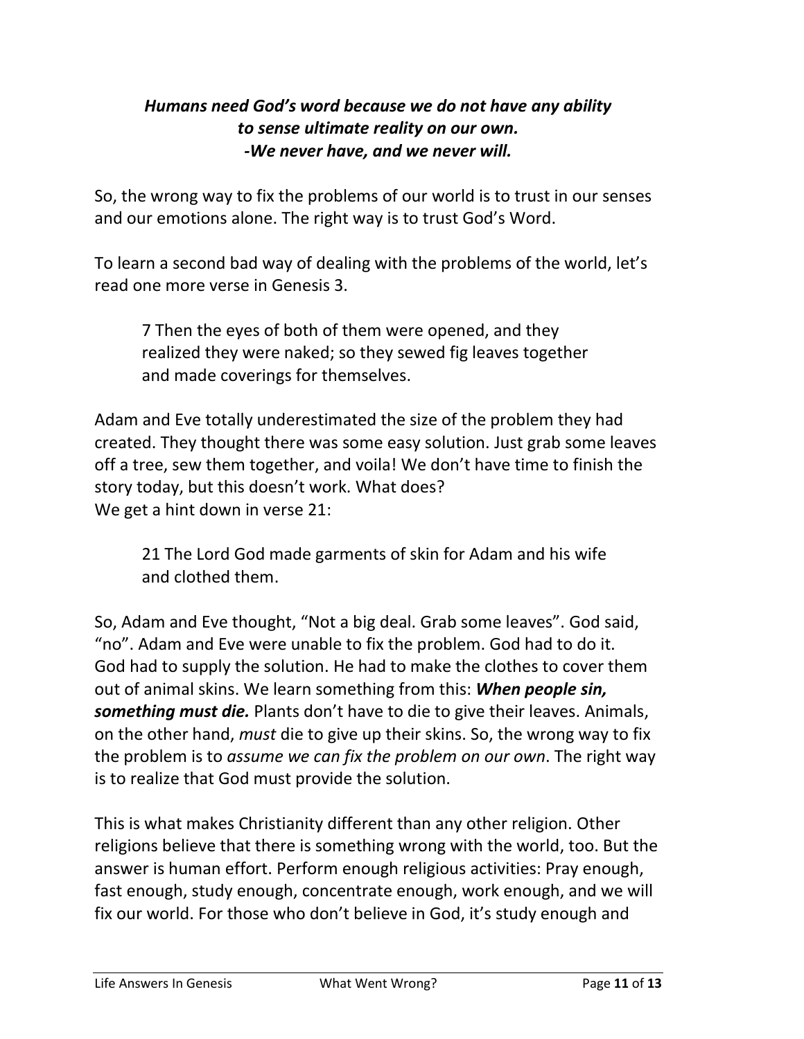***Humans need God's word because we do not have any ability to sense ultimate reality on our own. -We never have, and we never will.***

So, the wrong way to fix the problems of our world is to trust in our senses and our emotions alone. The right way is to trust God's Word.

To learn a second bad way of dealing with the problems of the world, let's read one more verse in Genesis 3.

> 7 Then the eyes of both of them were opened, and they realized they were naked; so they sewed fig leaves together and made coverings for themselves.

Adam and Eve totally underestimated the size of the problem they had created. They thought there was some easy solution. Just grab some leaves off a tree, sew them together, and voila! We don't have time to finish the story today, but this doesn't work. What does?
We get a hint down in verse 21:

> 21 The Lord God made garments of skin for Adam and his wife and clothed them.

So, Adam and Eve thought, "Not a big deal. Grab some leaves". God said, "no". Adam and Eve were unable to fix the problem. God had to do it. God had to supply the solution. He had to make the clothes to cover them out of animal skins. We learn something from this: ***When people sin, something must die.*** Plants don't have to die to give their leaves. Animals, on the other hand, *must* die to give up their skins. So, the wrong way to fix the problem is to *assume we can fix the problem on our own*. The right way is to realize that God must provide the solution.

This is what makes Christianity different than any other religion. Other religions believe that there is something wrong with the world, too. But the answer is human effort. Perform enough religious activities: Pray enough, fast enough, study enough, concentrate enough, work enough, and we will fix our world. For those who don't believe in God, it's study enough and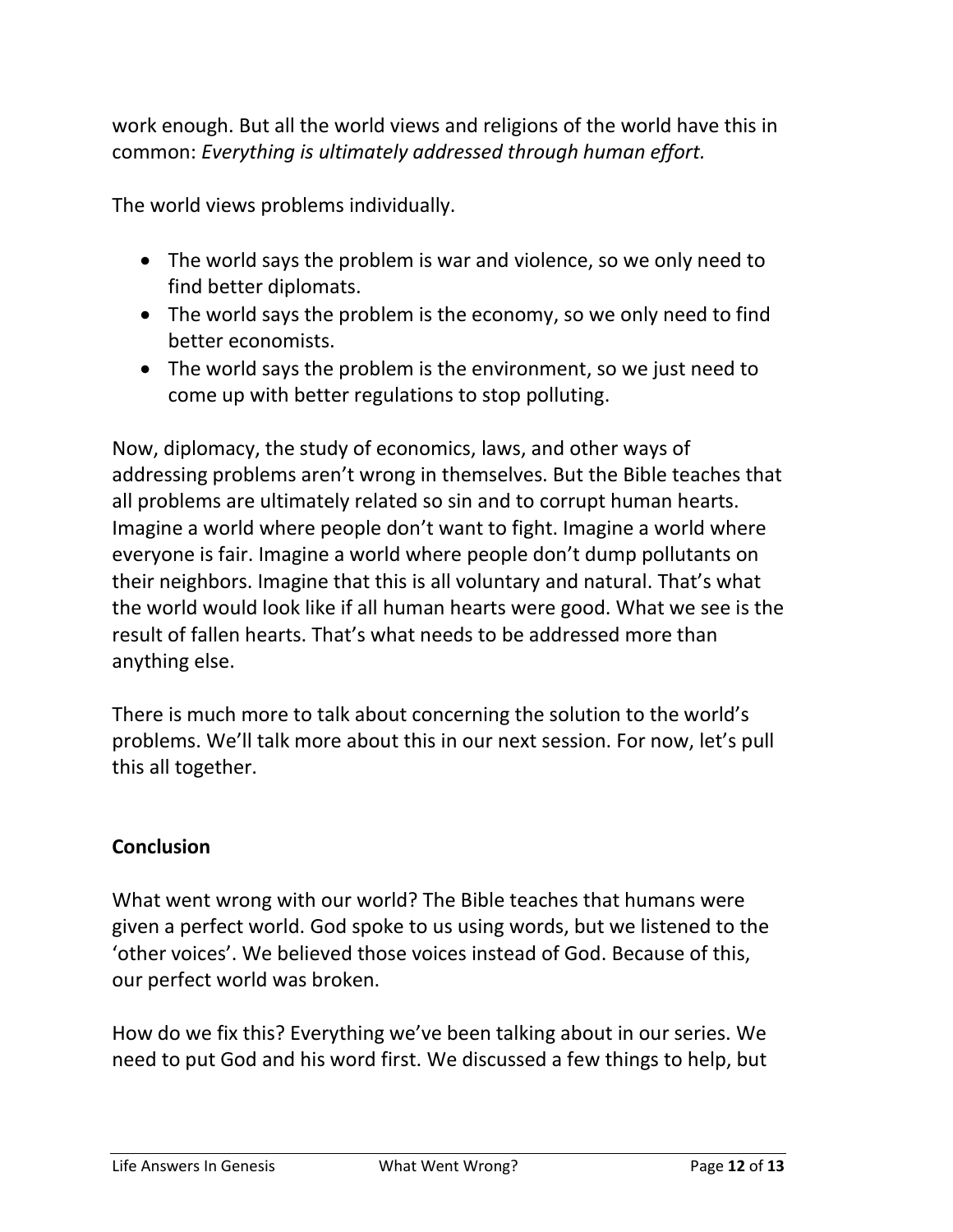work enough. But all the world views and religions of the world have this in common: *Everything is ultimately addressed through human effort.*

The world views problems individually.

- The world says the problem is war and violence, so we only need to find better diplomats.
- The world says the problem is the economy, so we only need to find better economists.
- The world says the problem is the environment, so we just need to come up with better regulations to stop polluting.

Now, diplomacy, the study of economics, laws, and other ways of addressing problems aren't wrong in themselves. But the Bible teaches that all problems are ultimately related so sin and to corrupt human hearts. Imagine a world where people don't want to fight. Imagine a world where everyone is fair. Imagine a world where people don't dump pollutants on their neighbors. Imagine that this is all voluntary and natural. That's what the world would look like if all human hearts were good. What we see is the result of fallen hearts. That's what needs to be addressed more than anything else.

There is much more to talk about concerning the solution to the world's problems. We'll talk more about this in our next session. For now, let's pull this all together.

**Conclusion**

What went wrong with our world? The Bible teaches that humans were given a perfect world. God spoke to us using words, but we listened to the 'other voices'. We believed those voices instead of God. Because of this, our perfect world was broken.

How do we fix this? Everything we've been talking about in our series. We need to put God and his word first. We discussed a few things to help, but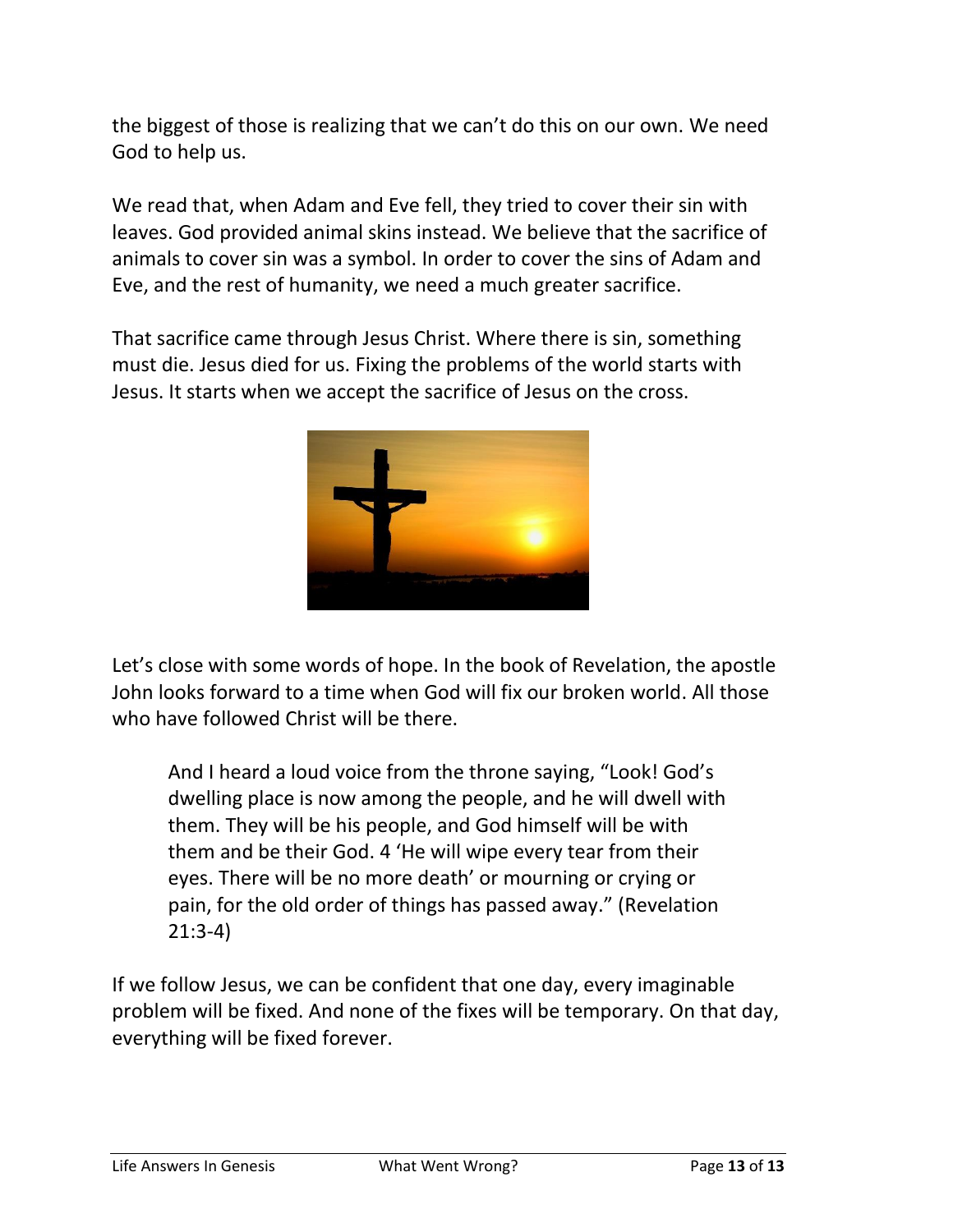the biggest of those is realizing that we can't do this on our own. We need God to help us.

We read that, when Adam and Eve fell, they tried to cover their sin with leaves. God provided animal skins instead. We believe that the sacrifice of animals to cover sin was a symbol. In order to cover the sins of Adam and Eve, and the rest of humanity, we need a much greater sacrifice.

That sacrifice came through Jesus Christ. Where there is sin, something must die. Jesus died for us. Fixing the problems of the world starts with Jesus. It starts when we accept the sacrifice of Jesus on the cross.

Let's close with some words of hope. In the book of Revelation, the apostle John looks forward to a time when God will fix our broken world. All those who have followed Christ will be there.

> And I heard a loud voice from the throne saying, "Look! God's dwelling place is now among the people, and he will dwell with them. They will be his people, and God himself will be with them and be their God. 4 'He will wipe every tear from their eyes. There will be no more death' or mourning or crying or pain, for the old order of things has passed away." (Revelation 21:3-4)

If we follow Jesus, we can be confident that one day, every imaginable problem will be fixed. And none of the fixes will be temporary. On that day, everything will be fixed forever.